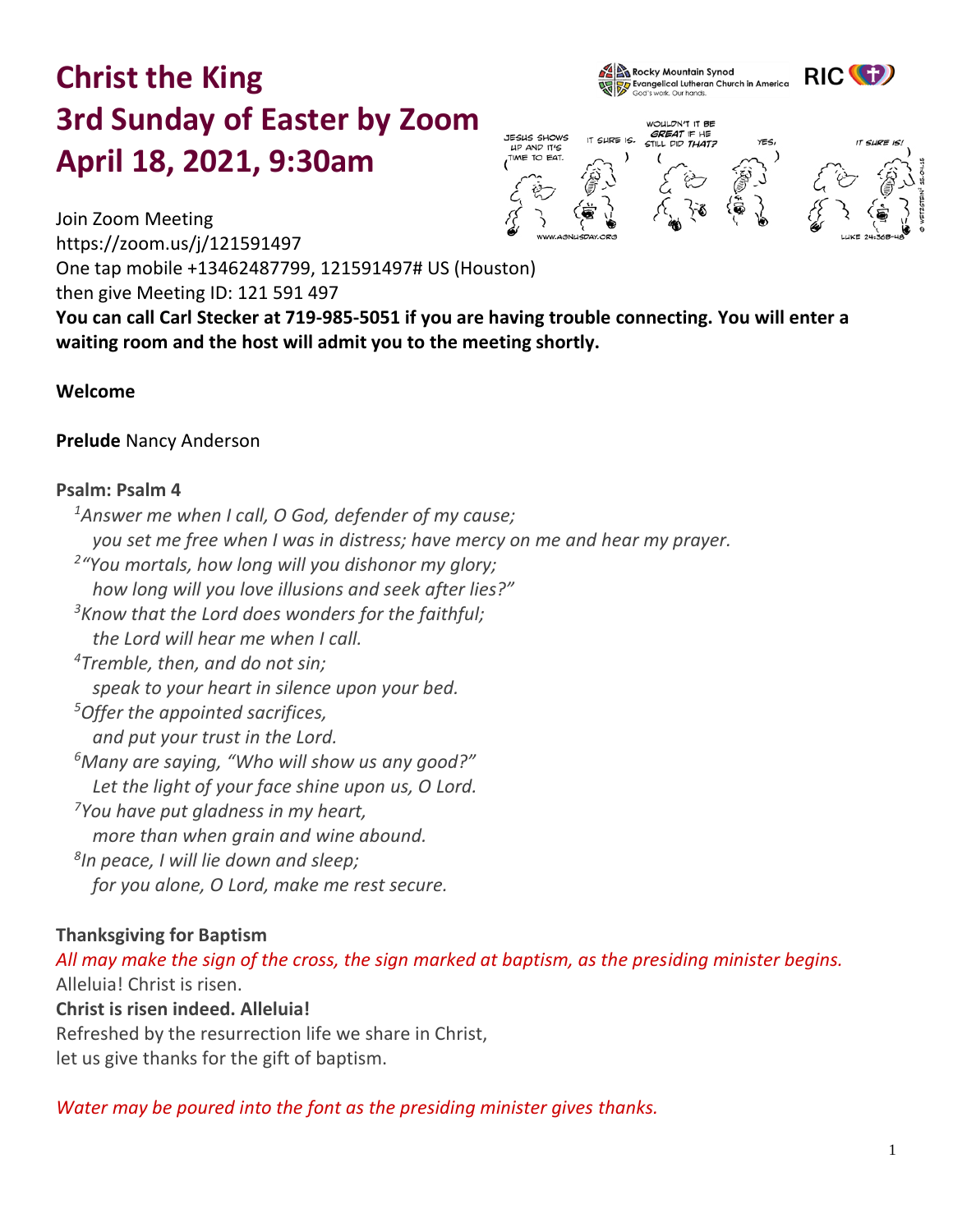# Christ the King
# 3rd Sunday of Easter by Zoom
# April 18, 2021, 9:30am

Join Zoom Meeting
https://zoom.us/j/121591497
One tap mobile +13462487799, 121591497# US (Houston)
then give Meeting ID: 121 591 497
**You can call Carl Stecker at 719-985-5051 if you are having trouble connecting. You will enter a waiting room and the host will admit you to the meeting shortly.**

**Welcome**

**Prelude** Nancy Anderson

**Psalm: Psalm 4**

*1Answer me when I call, O God, defender of my cause;*
*you set me free when I was in distress; have mercy on me and hear my prayer.*
*2"You mortals, how long will you dishonor my glory;*
*how long will you love illusions and seek after lies?"*
*3Know that the Lord does wonders for the faithful;*
*the Lord will hear me when I call.*
*4Tremble, then, and do not sin;*
*speak to your heart in silence upon your bed.*
*5Offer the appointed sacrifices,*
*and put your trust in the Lord.*
*6Many are saying, "Who will show us any good?"*
*Let the light of your face shine upon us, O Lord.*
*7You have put gladness in my heart,*
*more than when grain and wine abound.*
*8In peace, I will lie down and sleep;*
*for you alone, O Lord, make me rest secure.*

**Thanksgiving for Baptism**

*All may make the sign of the cross, the sign marked at baptism, as the presiding minister begins.*

Alleluia! Christ is risen.
**Christ is risen indeed. Alleluia!**
Refreshed by the resurrection life we share in Christ,
let us give thanks for the gift of baptism.

*Water may be poured into the font as the presiding minister gives thanks.*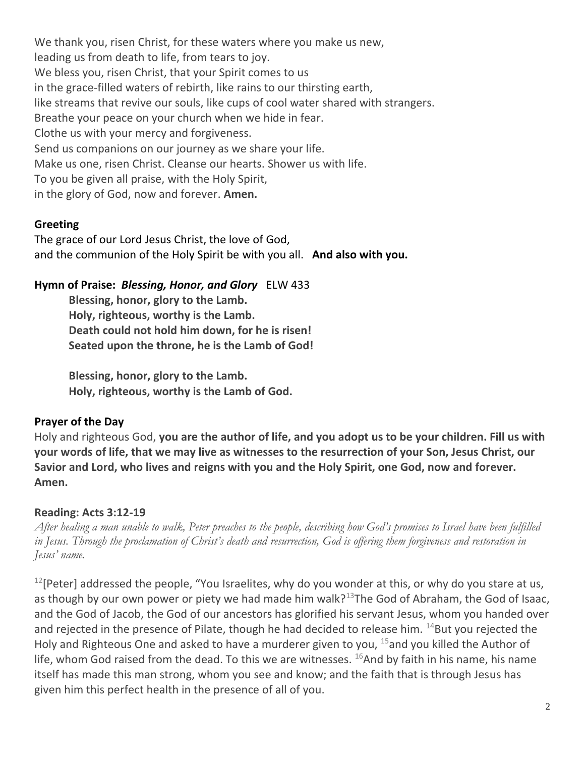We thank you, risen Christ, for these waters where you make us new,
leading us from death to life, from tears to joy.
We bless you, risen Christ, that your Spirit comes to us
in the grace-filled waters of rebirth, like rains to our thirsting earth,
like streams that revive our souls, like cups of cool water shared with strangers.
Breathe your peace on your church when we hide in fear.
Clothe us with your mercy and forgiveness.
Send us companions on our journey as we share your life.
Make us one, risen Christ. Cleanse our hearts. Shower us with life.
To you be given all praise, with the Holy Spirit,
in the glory of God, now and forever. **Amen.**

**Greeting**

The grace of our Lord Jesus Christ, the love of God,
and the communion of the Holy Spirit be with you all. **And also with you.**

**Hymn of Praise:** ***Blessing, Honor, and Glory*** ELW 433

> **Blessing, honor, glory to the Lamb.**
> **Holy, righteous, worthy is the Lamb.**
> **Death could not hold him down, for he is risen!**
> **Seated upon the throne, he is the Lamb of God!**
>
> **Blessing, honor, glory to the Lamb.**
> **Holy, righteous, worthy is the Lamb of God.**

**Prayer of the Day**

Holy and righteous God, **you are the author of life, and you adopt us to be your children. Fill us with your words of life, that we may live as witnesses to the resurrection of your Son, Jesus Christ, our Savior and Lord, who lives and reigns with you and the Holy Spirit, one God, now and forever. Amen.**

**Reading: Acts 3:12-19**

*After healing a man unable to walk, Peter preaches to the people, describing how God's promises to Israel have been fulfilled in Jesus. Through the proclamation of Christ's death and resurrection, God is offering them forgiveness and restoration in Jesus' name.*

[12][Peter] addressed the people, "You Israelites, why do you wonder at this, or why do you stare at us, as though by our own power or piety we had made him walk?[13]The God of Abraham, the God of Isaac, and the God of Jacob, the God of our ancestors has glorified his servant Jesus, whom you handed over and rejected in the presence of Pilate, though he had decided to release him. [14]But you rejected the Holy and Righteous One and asked to have a murderer given to you, [15]and you killed the Author of life, whom God raised from the dead. To this we are witnesses. [16]And by faith in his name, his name itself has made this man strong, whom you see and know; and the faith that is through Jesus has given him this perfect health in the presence of all of you.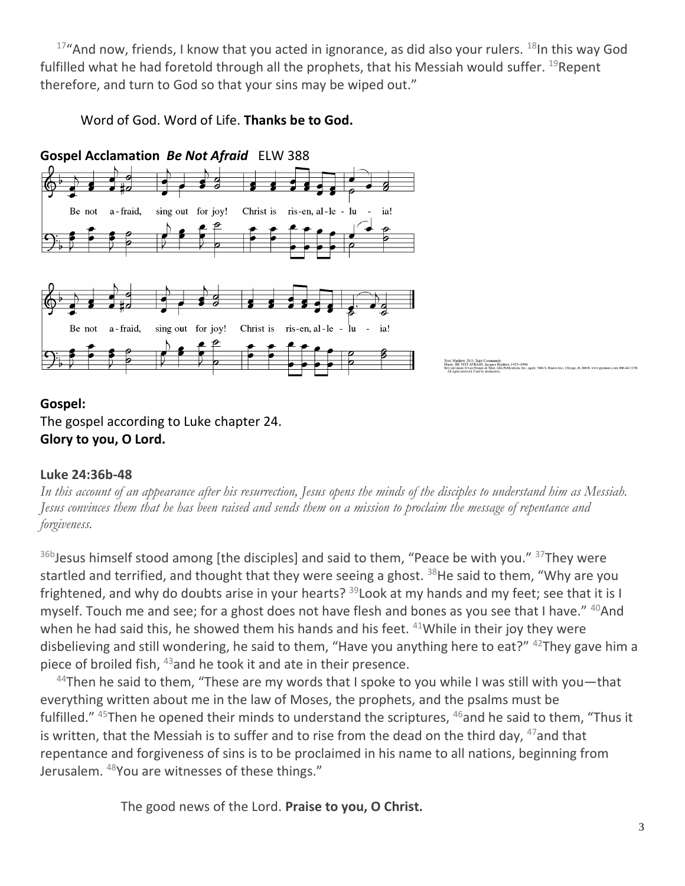[17]"And now, friends, I know that you acted in ignorance, as did also your rulers. [18]In this way God fulfilled what he had foretold through all the prophets, that his Messiah would suffer. [19]Repent therefore, and turn to God so that your sins may be wiped out."

Word of God. Word of Life. **Thanks be to God.**

**Gospel Acclamation** ***Be Not Afraid*** ELW 388

Be not a-fraid, sing out for joy! Christ is ris-en, al-le-lu-ia!

Be not a-fraid, sing out for joy! Christ is ris-en, al-le-lu-ia!

Text: Matthew 28:5; Taizé Community
Music: BE NOT AFRAID, Jacques Berthier, 1923–1994
Text and music © Les Presses de Taizé, GIA Publications, Inc., agent. 7404 S. Mason Ave., Chicago, IL 60638. www.giamusic.com. 800.442.3358. All rights reserved. Used by permission.

**Gospel:**
The gospel according to Luke chapter 24.
**Glory to you, O Lord.**

**Luke 24:36b-48**

*In this account of an appearance after his resurrection, Jesus opens the minds of the disciples to understand him as Messiah. Jesus convinces them that he has been raised and sends them on a mission to proclaim the message of repentance and forgiveness.*

[36b]Jesus himself stood among [the disciples] and said to them, "Peace be with you." [37]They were startled and terrified, and thought that they were seeing a ghost. [38]He said to them, "Why are you frightened, and why do doubts arise in your hearts? [39]Look at my hands and my feet; see that it is I myself. Touch me and see; for a ghost does not have flesh and bones as you see that I have." [40]And when he had said this, he showed them his hands and his feet. [41]While in their joy they were disbelieving and still wondering, he said to them, "Have you anything here to eat?" [42]They gave him a piece of broiled fish, [43]and he took it and ate in their presence.

[44]Then he said to them, "These are my words that I spoke to you while I was still with you—that everything written about me in the law of Moses, the prophets, and the psalms must be fulfilled." [45]Then he opened their minds to understand the scriptures, [46]and he said to them, "Thus it is written, that the Messiah is to suffer and to rise from the dead on the third day, [47]and that repentance and forgiveness of sins is to be proclaimed in his name to all nations, beginning from Jerusalem. [48]You are witnesses of these things."

The good news of the Lord. **Praise to you, O Christ.**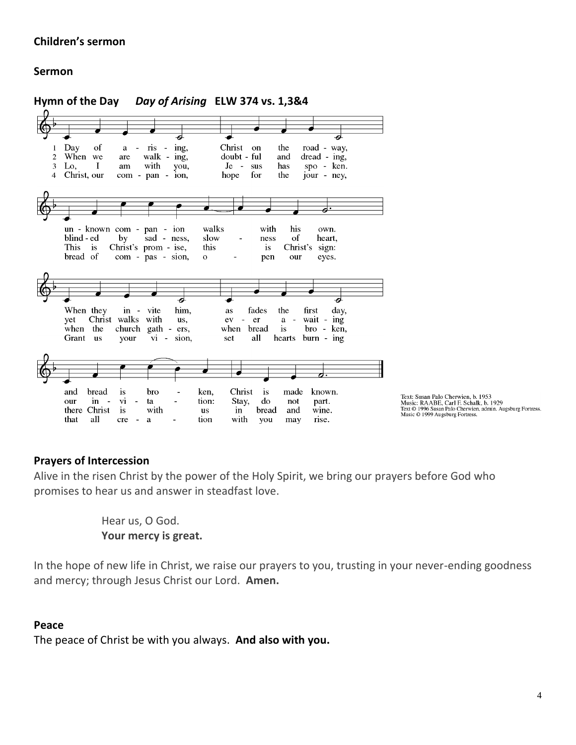**Children's sermon**

**Sermon**

**Hymn of the Day** ***Day of Arising*** **ELW 374 vs. 1,3&4**

1 Day of a - ris - ing, Christ on the road - way, un - known com - pan - ion walks with his own. When they in - vite him, as fades the first day, and bread is bro - ken, Christ is made known.

2 When we are walk - ing, doubt - ful and dread - ing, blind - ed by sad - ness, slow - ness of heart, yet Christ walks with us, ev - er a - wait - ing our in - vi - ta - tion: Stay, do not part.

3 Lo, I am with you, Je - sus has spo - ken. This is Christ's prom - ise, this is Christ's sign: when the church gath - ers, when bread is bro - ken, there Christ is with us in bread and wine.

4 Christ, our com - pan - ion, hope for the jour - ney, bread of com - pas - sion, o - pen our eyes. Grant us your vi - sion, set all hearts burn - ing that all cre - a - tion with you may rise.

Text: Susan Palo Cherwien, b. 1953
Music: RAABE, Carl F. Schalk, b. 1929
Text © 1996 Susan Palo Cherwien, admin. Augsburg Fortress.
Music © 1999 Augsburg Fortress.

**Prayers of Intercession**

Alive in the risen Christ by the power of the Holy Spirit, we bring our prayers before God who promises to hear us and answer in steadfast love.

Hear us, O God.
**Your mercy is great.**

In the hope of new life in Christ, we raise our prayers to you, trusting in your never-ending goodness and mercy; through Jesus Christ our Lord. **Amen.**

**Peace**

The peace of Christ be with you always. **And also with you.**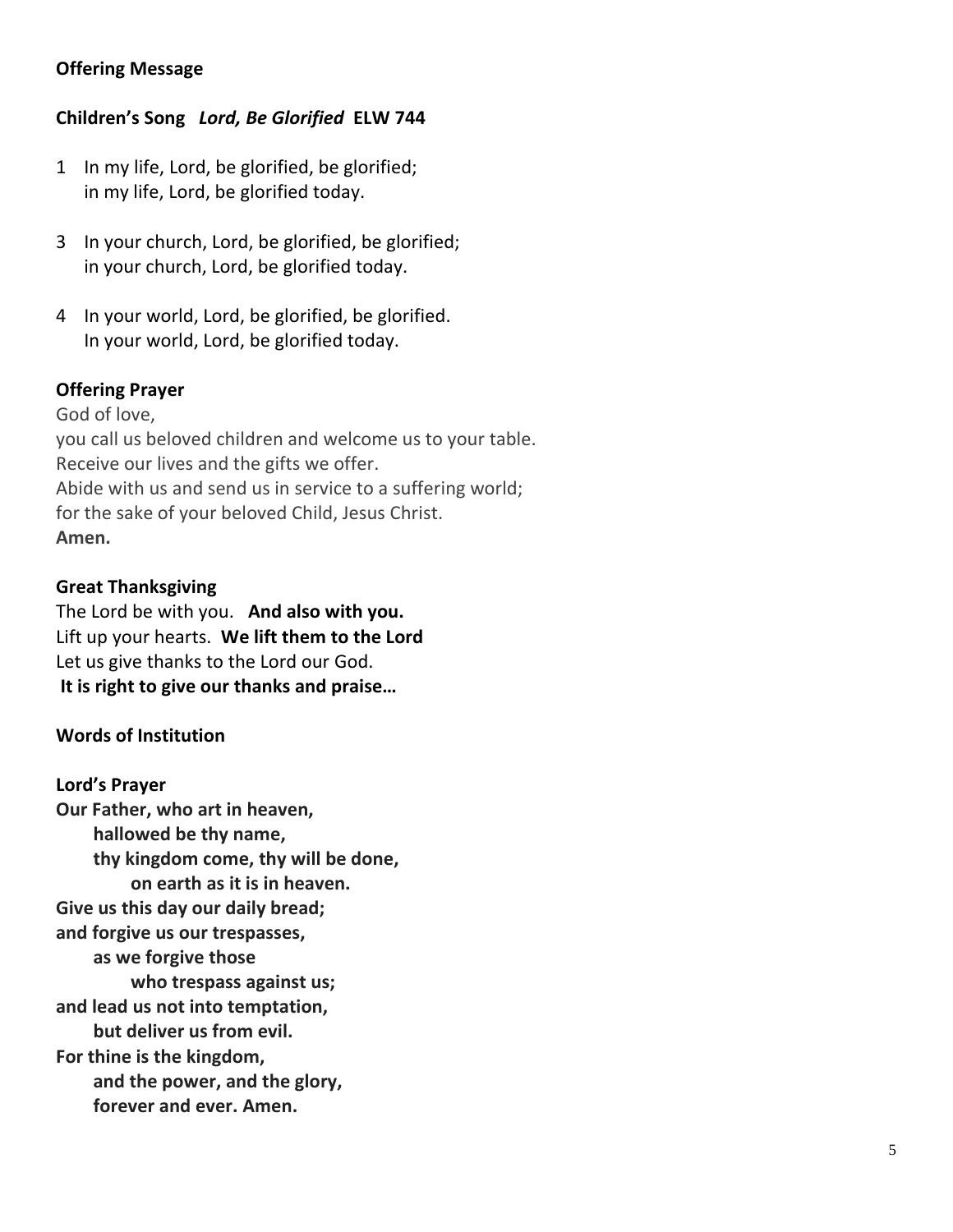**Offering Message**

**Children's Song** ***Lord, Be Glorified*** **ELW 744**

1 In my life, Lord, be glorified, be glorified;
in my life, Lord, be glorified today.

3 In your church, Lord, be glorified, be glorified;
in your church, Lord, be glorified today.

4 In your world, Lord, be glorified, be glorified.
In your world, Lord, be glorified today.

**Offering Prayer**

God of love,
you call us beloved children and welcome us to your table.
Receive our lives and the gifts we offer.
Abide with us and send us in service to a suffering world;
for the sake of your beloved Child, Jesus Christ.
**Amen.**

**Great Thanksgiving**

The Lord be with you. **And also with you.**
Lift up your hearts. **We lift them to the Lord**
Let us give thanks to the Lord our God.
**It is right to give our thanks and praise…**

**Words of Institution**

**Lord's Prayer**

**Our Father, who art in heaven,**
**hallowed be thy name,**
**thy kingdom come, thy will be done,**
**on earth as it is in heaven.**
**Give us this day our daily bread;**
**and forgive us our trespasses,**
**as we forgive those**
**who trespass against us;**
**and lead us not into temptation,**
**but deliver us from evil.**
**For thine is the kingdom,**
**and the power, and the glory,**
**forever and ever. Amen.**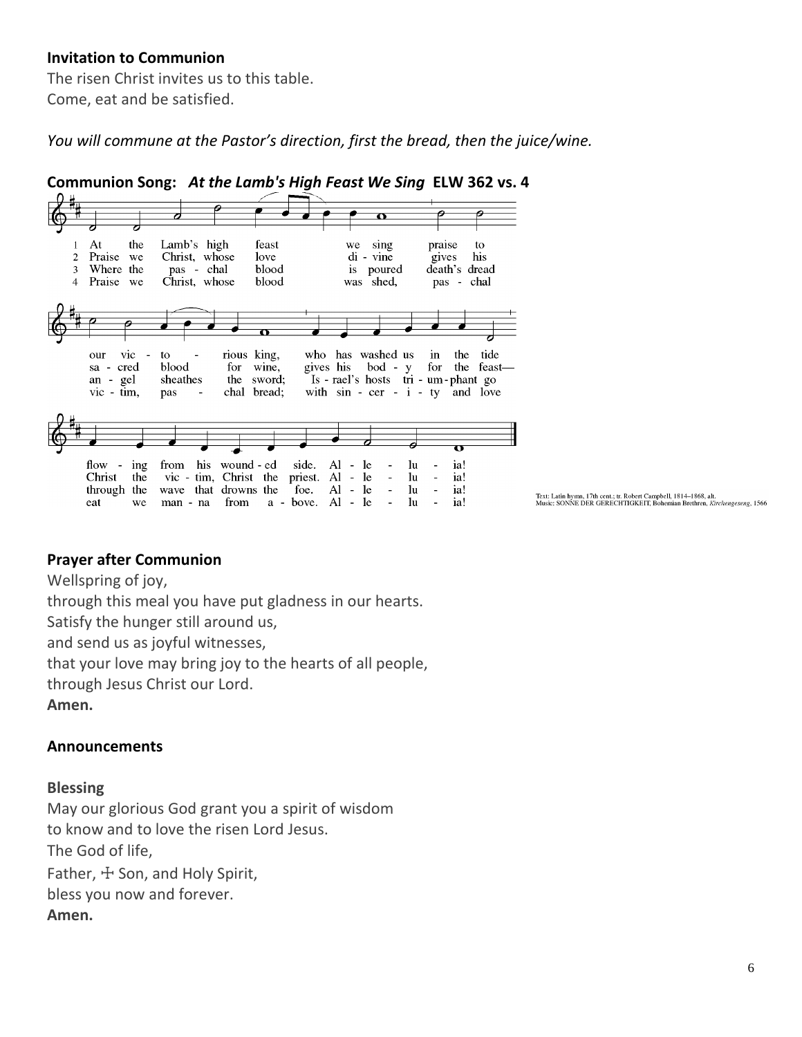**Invitation to Communion**

The risen Christ invites us to this table.
Come, eat and be satisfied.

*You will commune at the Pastor's direction, first the bread, then the juice/wine.*

**Communion Song:** ***At the Lamb's High Feast We Sing*** **ELW 362 vs. 4**

1 At the Lamb's high feast we sing praise to our victorious king, who has washed us in the tide flowing from his wounded side. Alleluia!
2 Praise we Christ, whose love divine gives his sacred blood for wine, gives his body for the feast—Christ the victim, Christ the priest. Alleluia!
3 Where the paschal blood is poured death's dread angel sheathes the sword; Israel's hosts triumphant go through the wave that drowns the foe. Alleluia!
4 Praise we Christ, whose blood was shed, paschal victim, paschal bread; with sincerity and love eat we manna from above. Alleluia!

Text: Latin hymn, 17th cent.; tr. Robert Campbell, 1814–1868, alt.
Music: SONNE DER GERECHTIGKEIT, Bohemian Brethren, *Kirchengeseng*, 1566

**Prayer after Communion**

Wellspring of joy,
through this meal you have put gladness in our hearts.
Satisfy the hunger still around us,
and send us as joyful witnesses,
that your love may bring joy to the hearts of all people,
through Jesus Christ our Lord.
**Amen.**

**Announcements**

**Blessing**

May our glorious God grant you a spirit of wisdom
to know and to love the risen Lord Jesus.
The God of life,
Father, ☩ Son, and Holy Spirit,
bless you now and forever.
**Amen.**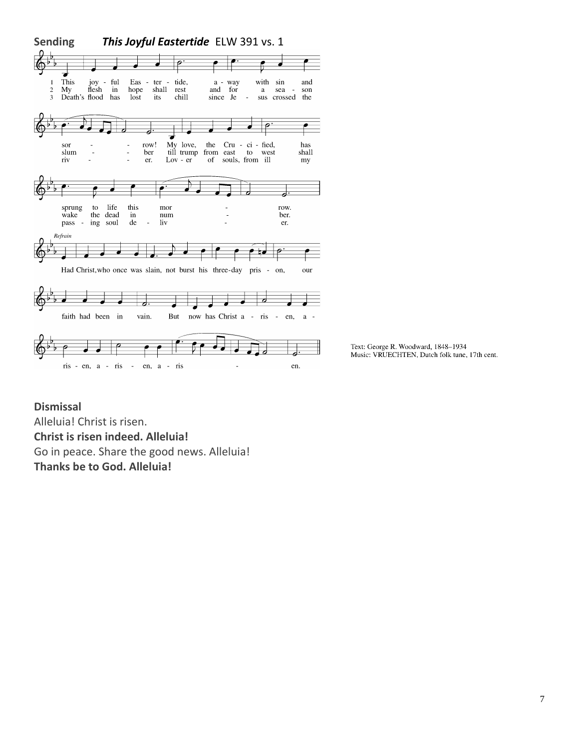**Sending** ***This Joyful Eastertide*** ELW 391 vs. 1

1 This joyful Eastertide, away with sin and sorrow! My love, the Crucified, has sprung to life this morrow.
2 My flesh in hope shall rest and for a season slumber till trump from east to west shall wake the dead in number.
3 Death's flood has lost its chill since Jesus crossed the river. Lover of souls, from ill my passing soul deliver.

*Refrain*
Had Christ, who once was slain, not burst his three-day prison, our faith had been in vain. But now has Christ arisen, arisen, arisen, arisen.

Text: George R. Woodward, 1848–1934
Music: VRUECHTEN, Dutch folk tune, 17th cent.

**Dismissal**

Alleluia! Christ is risen.

**Christ is risen indeed. Alleluia!**

Go in peace. Share the good news. Alleluia!

**Thanks be to God. Alleluia!**